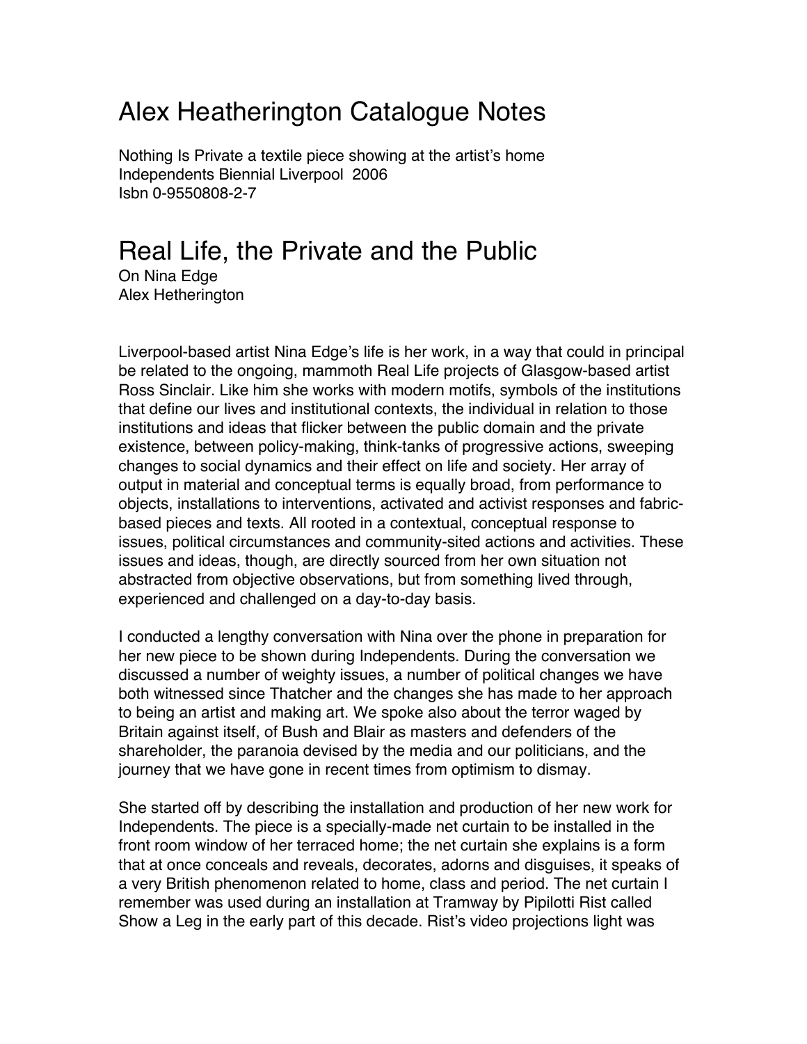# Alex Heatherington Catalogue Notes

Nothing Is Private a textile piece showing at the artist's home
Independents Biennial Liverpool 2006
Isbn 0-9550808-2-7

# Real Life, the Private and the Public

On Nina Edge
Alex Hetherington

Liverpool-based artist Nina Edge's life is her work, in a way that could in principal be related to the ongoing, mammoth Real Life projects of Glasgow-based artist Ross Sinclair. Like him she works with modern motifs, symbols of the institutions that define our lives and institutional contexts, the individual in relation to those institutions and ideas that flicker between the public domain and the private existence, between policy-making, think-tanks of progressive actions, sweeping changes to social dynamics and their effect on life and society. Her array of output in material and conceptual terms is equally broad, from performance to objects, installations to interventions, activated and activist responses and fabric-based pieces and texts. All rooted in a contextual, conceptual response to issues, political circumstances and community-sited actions and activities. These issues and ideas, though, are directly sourced from her own situation not abstracted from objective observations, but from something lived through, experienced and challenged on a day-to-day basis.

I conducted a lengthy conversation with Nina over the phone in preparation for her new piece to be shown during Independents. During the conversation we discussed a number of weighty issues, a number of political changes we have both witnessed since Thatcher and the changes she has made to her approach to being an artist and making art. We spoke also about the terror waged by Britain against itself, of Bush and Blair as masters and defenders of the shareholder, the paranoia devised by the media and our politicians, and the journey that we have gone in recent times from optimism to dismay.

She started off by describing the installation and production of her new work for Independents. The piece is a specially-made net curtain to be installed in the front room window of her terraced home; the net curtain she explains is a form that at once conceals and reveals, decorates, adorns and disguises, it speaks of a very British phenomenon related to home, class and period. The net curtain I remember was used during an installation at Tramway by Pipilotti Rist called Show a Leg in the early part of this decade. Rist's video projections light was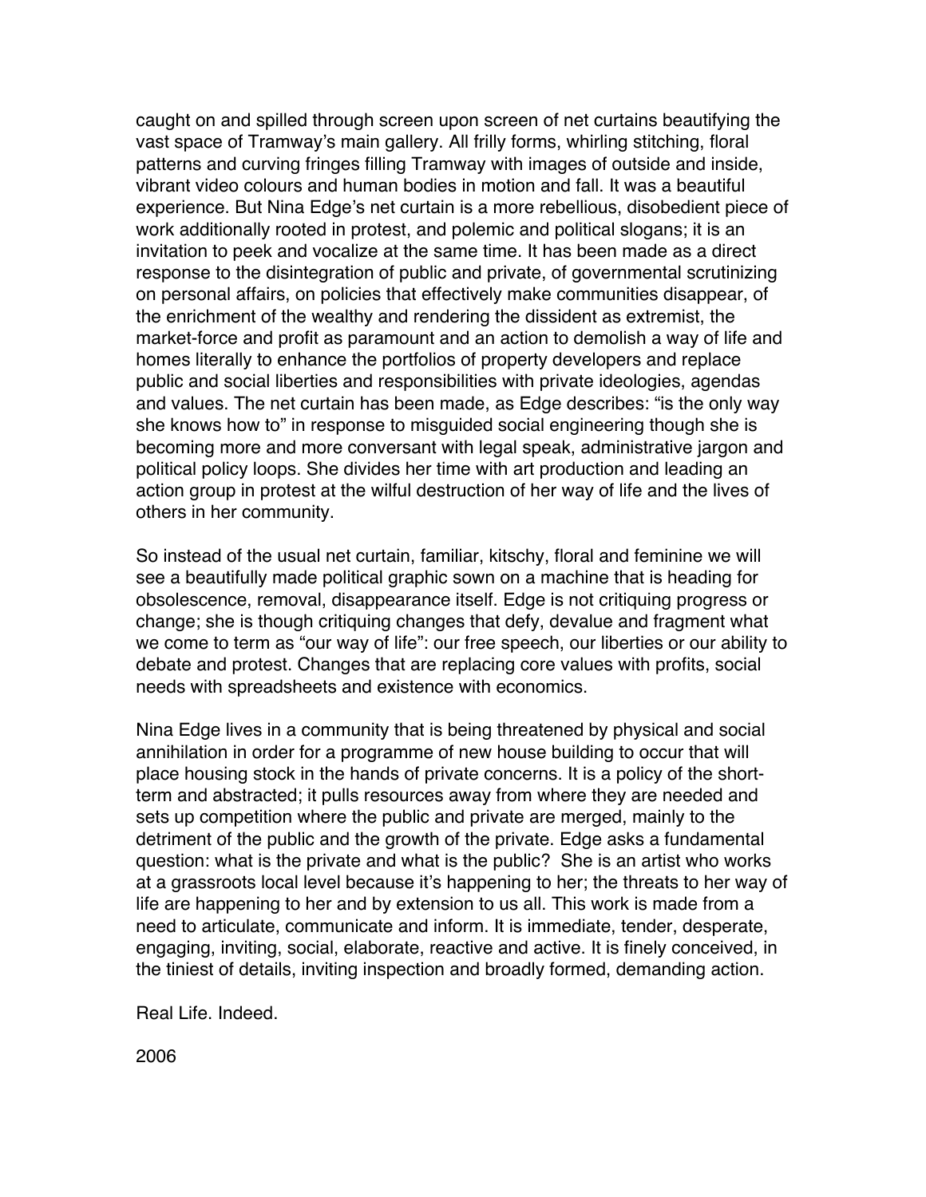caught on and spilled through screen upon screen of net curtains beautifying the vast space of Tramway's main gallery. All frilly forms, whirling stitching, floral patterns and curving fringes filling Tramway with images of outside and inside, vibrant video colours and human bodies in motion and fall. It was a beautiful experience. But Nina Edge's net curtain is a more rebellious, disobedient piece of work additionally rooted in protest, and polemic and political slogans; it is an invitation to peek and vocalize at the same time. It has been made as a direct response to the disintegration of public and private, of governmental scrutinizing on personal affairs, on policies that effectively make communities disappear, of the enrichment of the wealthy and rendering the dissident as extremist, the market-force and profit as paramount and an action to demolish a way of life and homes literally to enhance the portfolios of property developers and replace public and social liberties and responsibilities with private ideologies, agendas and values. The net curtain has been made, as Edge describes: "is the only way she knows how to" in response to misguided social engineering though she is becoming more and more conversant with legal speak, administrative jargon and political policy loops. She divides her time with art production and leading an action group in protest at the wilful destruction of her way of life and the lives of others in her community.

So instead of the usual net curtain, familiar, kitschy, floral and feminine we will see a beautifully made political graphic sown on a machine that is heading for obsolescence, removal, disappearance itself. Edge is not critiquing progress or change; she is though critiquing changes that defy, devalue and fragment what we come to term as "our way of life": our free speech, our liberties or our ability to debate and protest. Changes that are replacing core values with profits, social needs with spreadsheets and existence with economics.

Nina Edge lives in a community that is being threatened by physical and social annihilation in order for a programme of new house building to occur that will place housing stock in the hands of private concerns. It is a policy of the short-term and abstracted; it pulls resources away from where they are needed and sets up competition where the public and private are merged, mainly to the detriment of the public and the growth of the private. Edge asks a fundamental question: what is the private and what is the public? She is an artist who works at a grassroots local level because it's happening to her; the threats to her way of life are happening to her and by extension to us all. This work is made from a need to articulate, communicate and inform. It is immediate, tender, desperate, engaging, inviting, social, elaborate, reactive and active. It is finely conceived, in the tiniest of details, inviting inspection and broadly formed, demanding action.

Real Life. Indeed.

2006